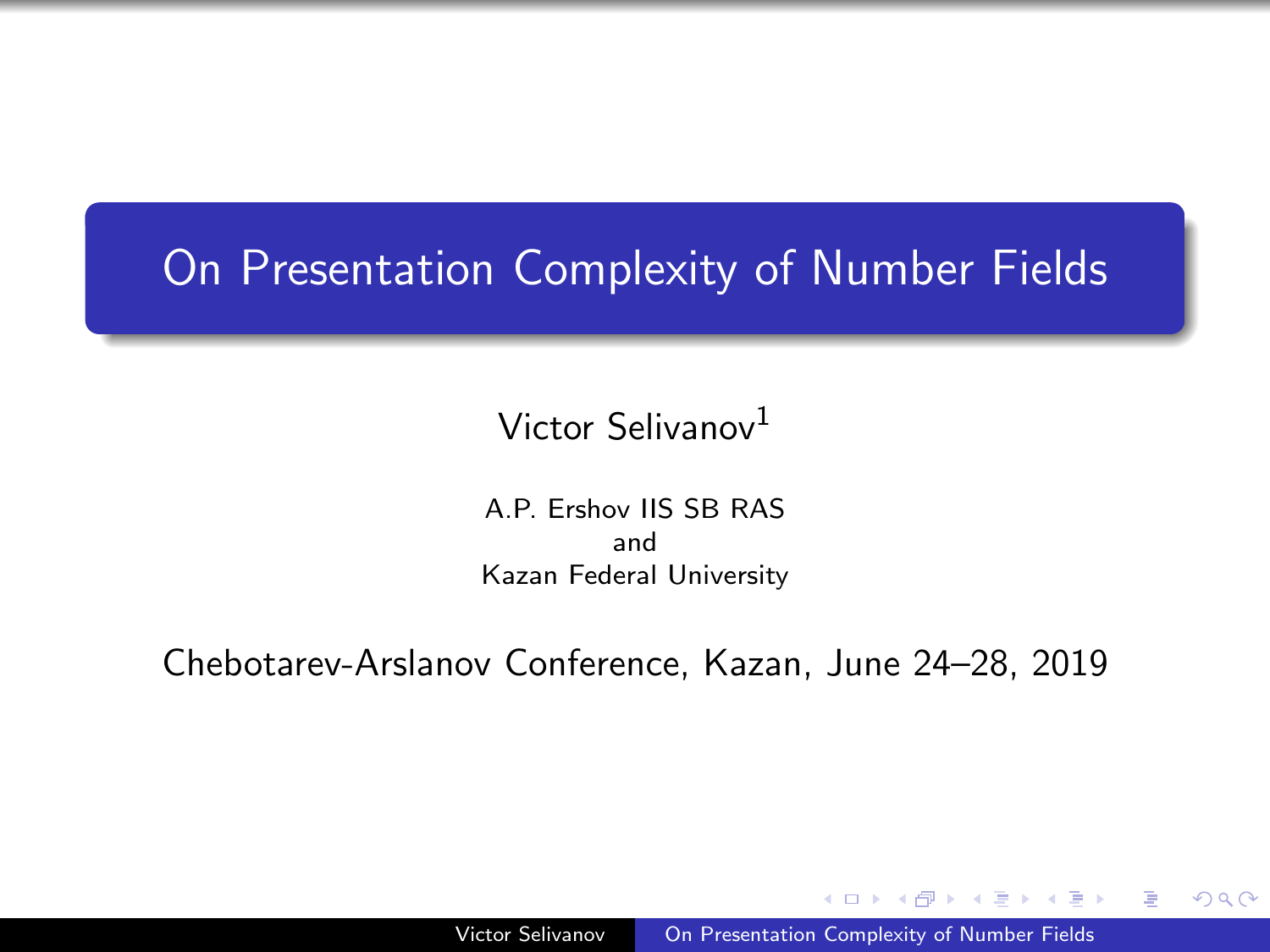# On Presentation Complexity of Number Fields

Victor Selivanov[1]

A.P. Ershov IIS SB RAS
and
Kazan Federal University

Chebotarev-Arslanov Conference, Kazan, June 24–28, 2019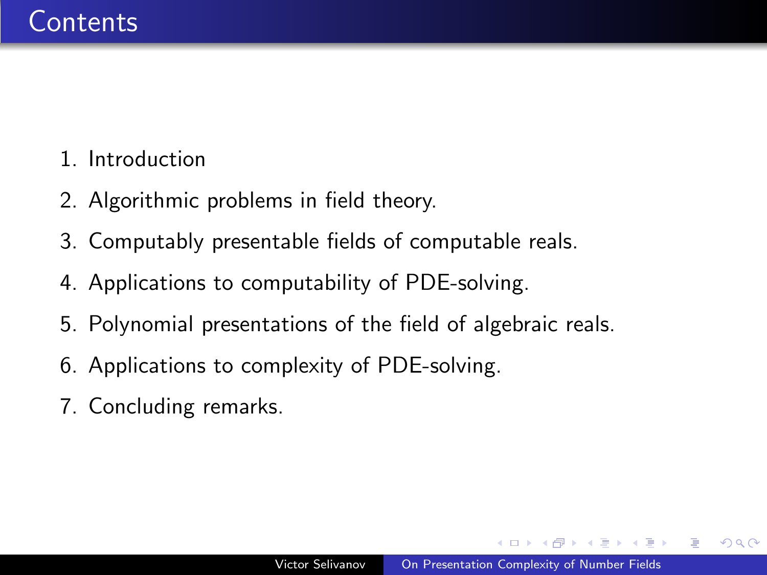# Contents

1. Introduction
2. Algorithmic problems in field theory.
3. Computably presentable fields of computable reals.
4. Applications to computability of PDE-solving.
5. Polynomial presentations of the field of algebraic reals.
6. Applications to complexity of PDE-solving.
7. Concluding remarks.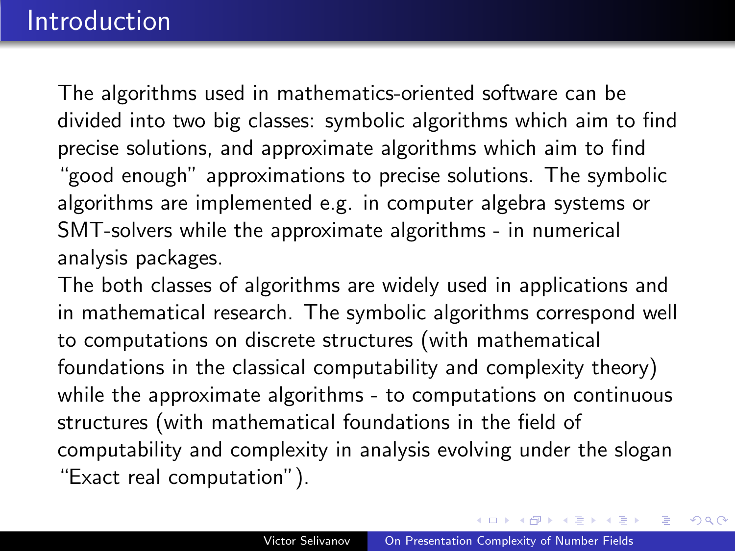# Introduction

The algorithms used in mathematics-oriented software can be divided into two big classes: symbolic algorithms which aim to find precise solutions, and approximate algorithms which aim to find "good enough" approximations to precise solutions. The symbolic algorithms are implemented e.g. in computer algebra systems or SMT-solvers while the approximate algorithms - in numerical analysis packages.

The both classes of algorithms are widely used in applications and in mathematical research. The symbolic algorithms correspond well to computations on discrete structures (with mathematical foundations in the classical computability and complexity theory) while the approximate algorithms - to computations on continuous structures (with mathematical foundations in the field of computability and complexity in analysis evolving under the slogan "Exact real computation").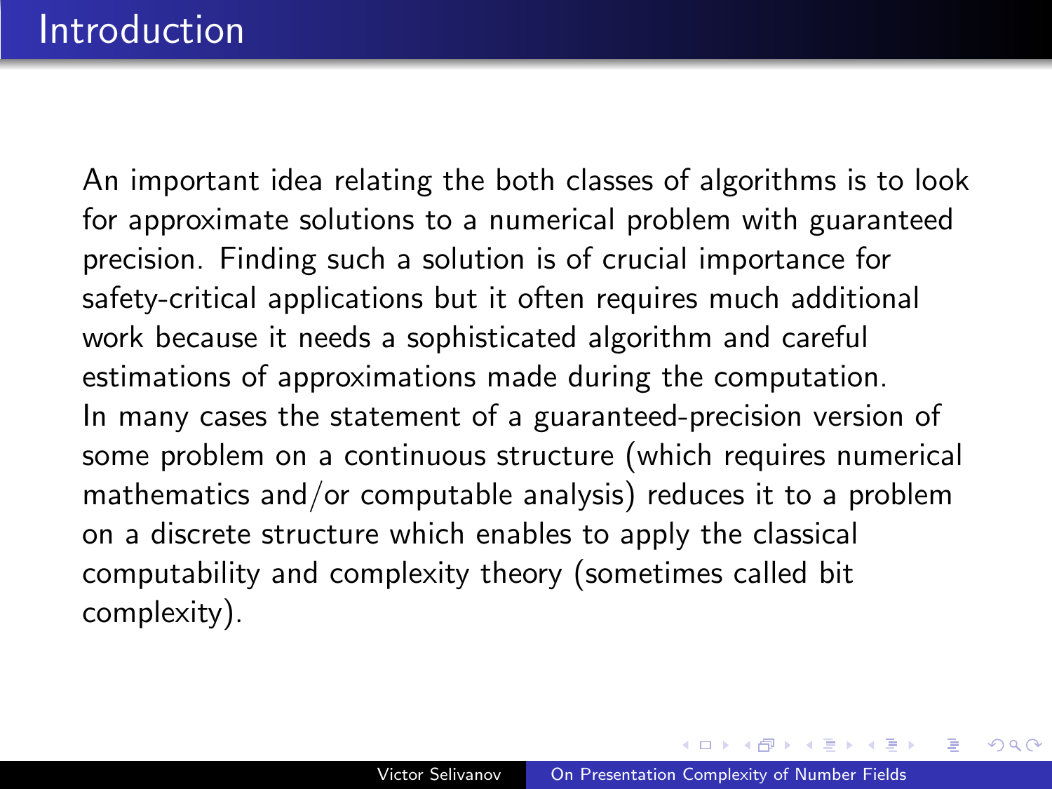# Introduction

An important idea relating the both classes of algorithms is to look for approximate solutions to a numerical problem with guaranteed precision. Finding such a solution is of crucial importance for safety-critical applications but it often requires much additional work because it needs a sophisticated algorithm and careful estimations of approximations made during the computation.
In many cases the statement of a guaranteed-precision version of some problem on a continuous structure (which requires numerical mathematics and/or computable analysis) reduces it to a problem on a discrete structure which enables to apply the classical computability and complexity theory (sometimes called bit complexity).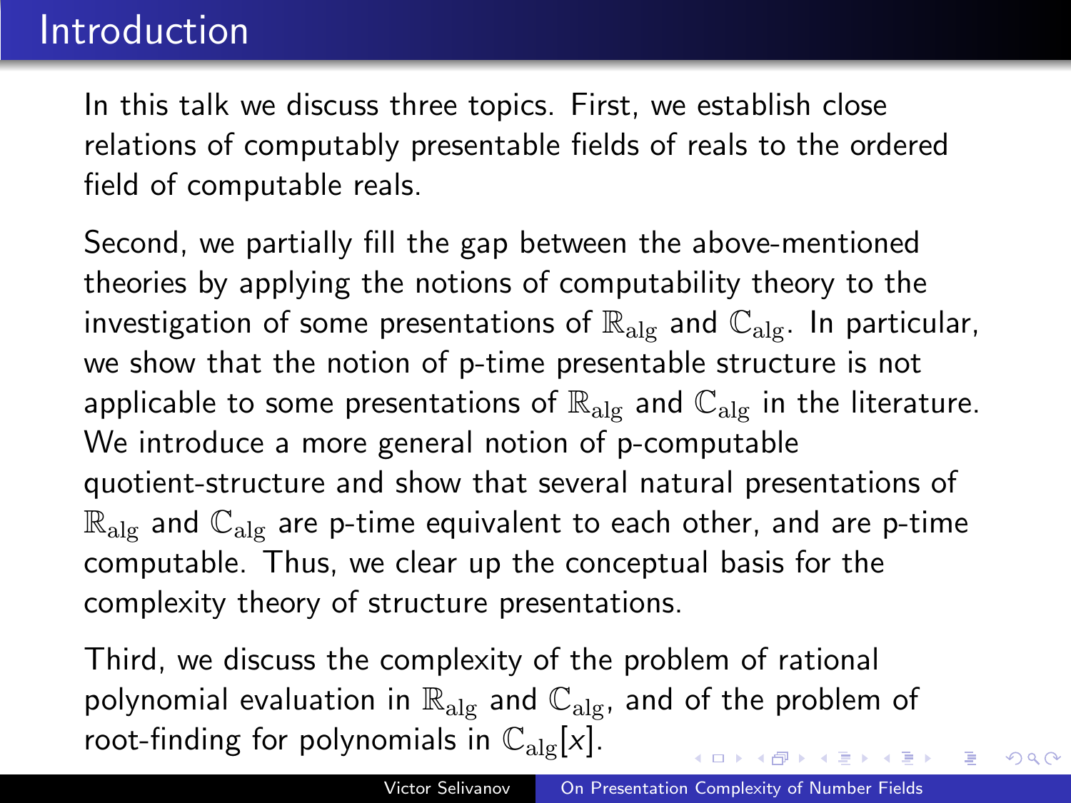# Introduction

In this talk we discuss three topics. First, we establish close relations of computably presentable fields of reals to the ordered field of computable reals.

Second, we partially fill the gap between the above-mentioned theories by applying the notions of computability theory to the investigation of some presentations of $\mathbb{R}_{\mathrm{alg}}$ and $\mathbb{C}_{\mathrm{alg}}$. In particular, we show that the notion of p-time presentable structure is not applicable to some presentations of $\mathbb{R}_{\mathrm{alg}}$ and $\mathbb{C}_{\mathrm{alg}}$ in the literature. We introduce a more general notion of p-computable quotient-structure and show that several natural presentations of $\mathbb{R}_{\mathrm{alg}}$ and $\mathbb{C}_{\mathrm{alg}}$ are p-time equivalent to each other, and are p-time computable. Thus, we clear up the conceptual basis for the complexity theory of structure presentations.

Third, we discuss the complexity of the problem of rational polynomial evaluation in $\mathbb{R}_{\mathrm{alg}}$ and $\mathbb{C}_{\mathrm{alg}}$, and of the problem of root-finding for polynomials in $\mathbb{C}_{\mathrm{alg}}[x]$.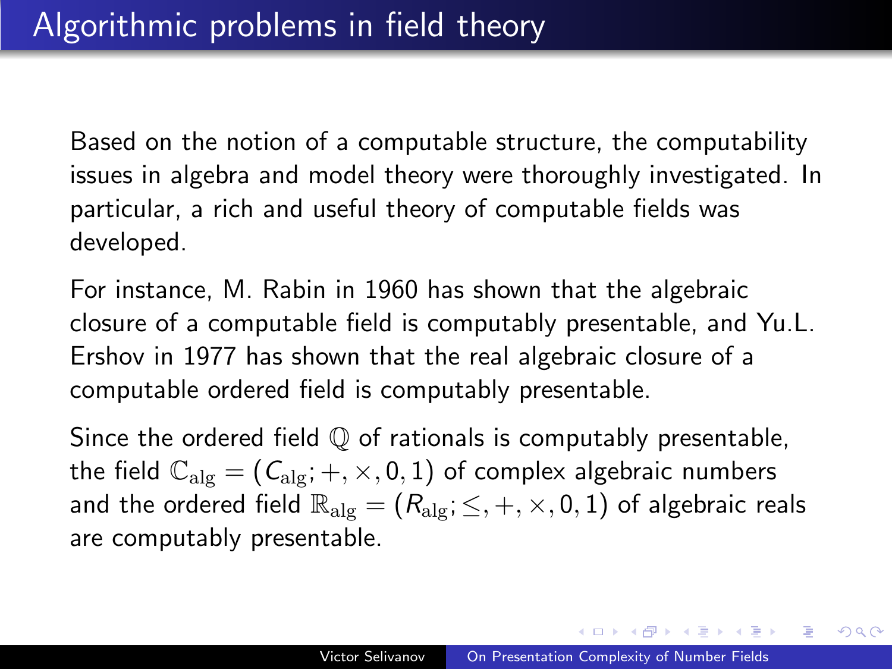# Algorithmic problems in field theory

Based on the notion of a computable structure, the computability issues in algebra and model theory were thoroughly investigated. In particular, a rich and useful theory of computable fields was developed.

For instance, M. Rabin in 1960 has shown that the algebraic closure of a computable field is computably presentable, and Yu.L. Ershov in 1977 has shown that the real algebraic closure of a computable ordered field is computably presentable.

Since the ordered field $\mathbb{Q}$ of rationals is computably presentable, the field $\mathbb{C}_{\rm alg} = (C_{\rm alg}; +, \times, 0, 1)$ of complex algebraic numbers and the ordered field $\mathbb{R}_{\rm alg} = (R_{\rm alg}; \leq, +, \times, 0, 1)$ of algebraic reals are computably presentable.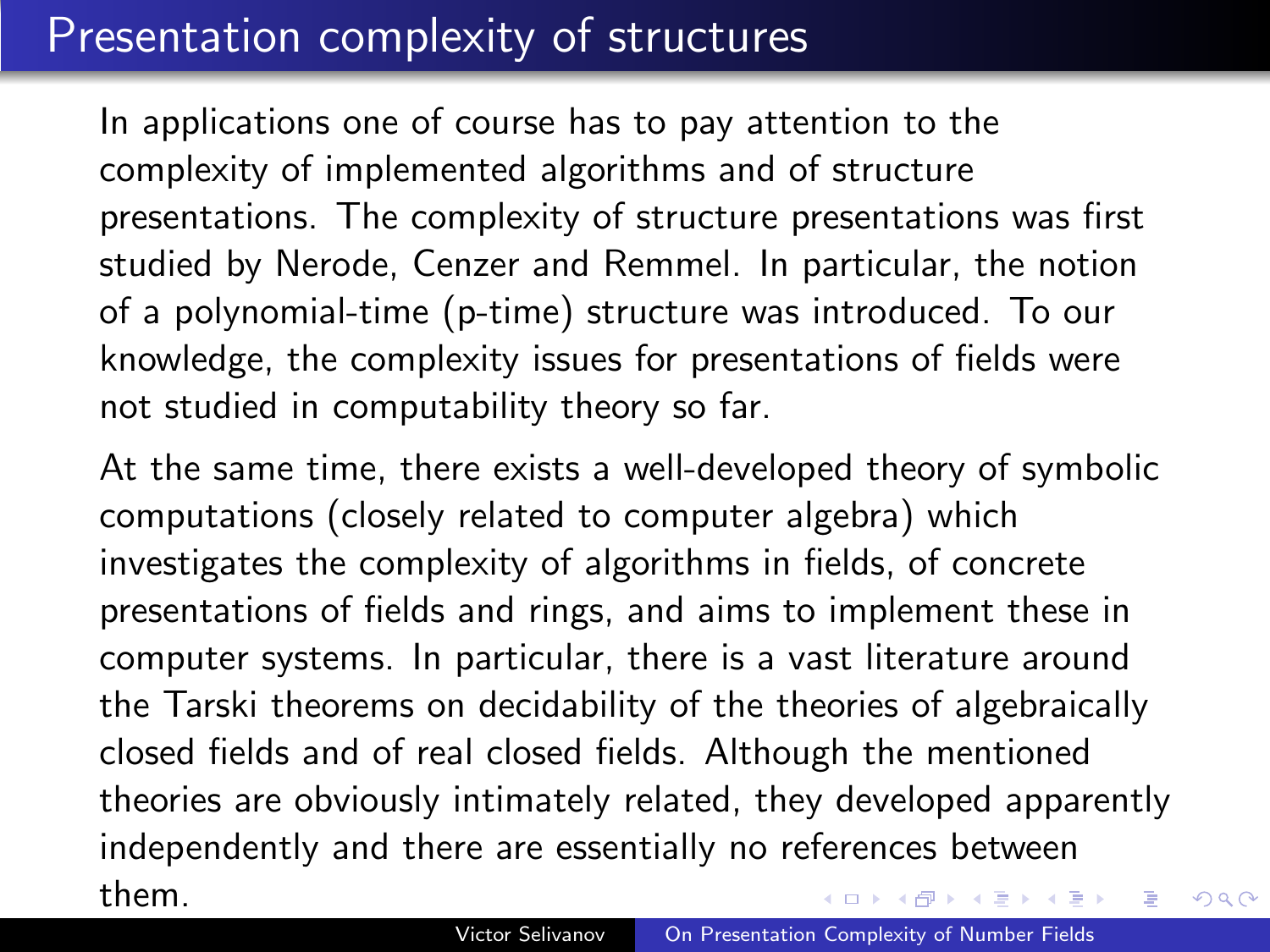# Presentation complexity of structures

In applications one of course has to pay attention to the complexity of implemented algorithms and of structure presentations. The complexity of structure presentations was first studied by Nerode, Cenzer and Remmel. In particular, the notion of a polynomial-time (p-time) structure was introduced. To our knowledge, the complexity issues for presentations of fields were not studied in computability theory so far.

At the same time, there exists a well-developed theory of symbolic computations (closely related to computer algebra) which investigates the complexity of algorithms in fields, of concrete presentations of fields and rings, and aims to implement these in computer systems. In particular, there is a vast literature around the Tarski theorems on decidability of the theories of algebraically closed fields and of real closed fields. Although the mentioned theories are obviously intimately related, they developed apparently independently and there are essentially no references between them.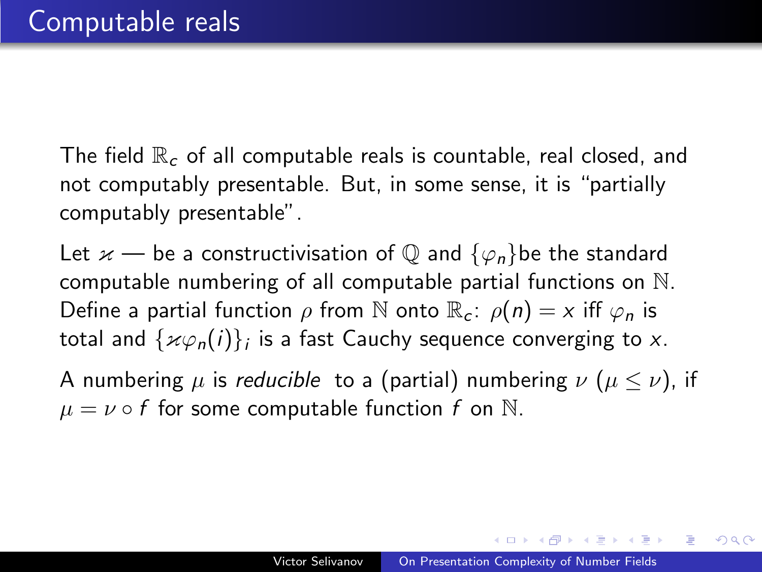# Computable reals

The field $\mathbb{R}_c$ of all computable reals is countable, real closed, and not computably presentable. But, in some sense, it is "partially computably presentable".

Let $\varkappa$ — be a constructivisation of $\mathbb{Q}$ and $\{\varphi_n\}$be the standard computable numbering of all computable partial functions on $\mathbb{N}$. Define a partial function $\rho$ from $\mathbb{N}$ onto $\mathbb{R}_c$: $\rho(n) = x$ iff $\varphi_n$ is total and $\{\varkappa\varphi_n(i)\}_i$ is a fast Cauchy sequence converging to $x$.

A numbering $\mu$ is *reducible* to a (partial) numbering $\nu$ ($\mu \leq \nu$), if $\mu = \nu \circ f$ for some computable function $f$ on $\mathbb{N}$.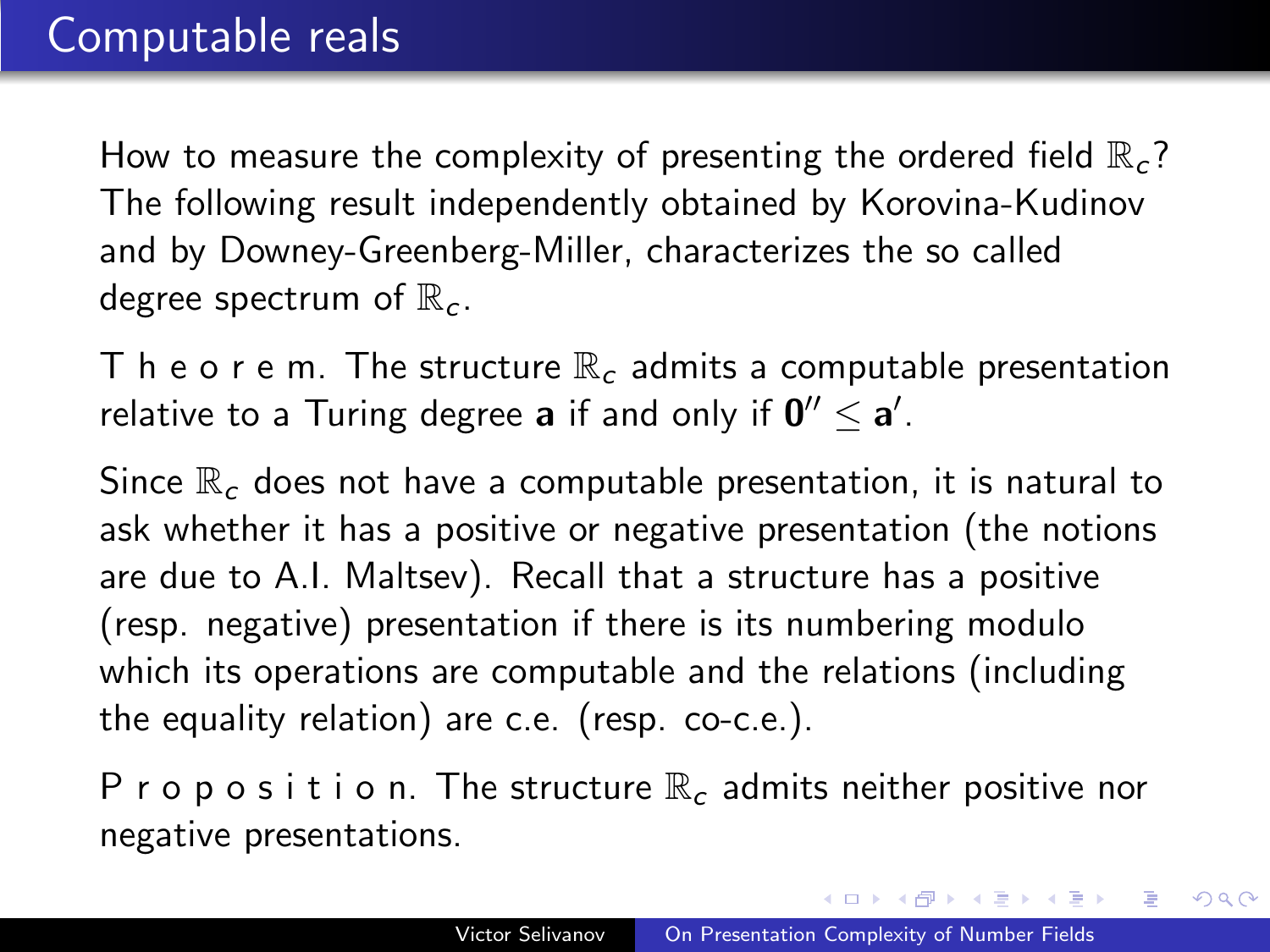# Computable reals

How to measure the complexity of presenting the ordered field $\mathbb{R}_c$? The following result independently obtained by Korovina-Kudinov and by Downey-Greenberg-Miller, characterizes the so called degree spectrum of $\mathbb{R}_c$.

T h e o r e m. The structure $\mathbb{R}_c$ admits a computable presentation relative to a Turing degree $\mathbf{a}$ if and only if $\mathbf{0}'' \leq \mathbf{a}'$.

Since $\mathbb{R}_c$ does not have a computable presentation, it is natural to ask whether it has a positive or negative presentation (the notions are due to A.I. Maltsev). Recall that a structure has a positive (resp. negative) presentation if there is its numbering modulo which its operations are computable and the relations (including the equality relation) are c.e. (resp. co-c.e.).

P r o p o s i t i o n. The structure $\mathbb{R}_c$ admits neither positive nor negative presentations.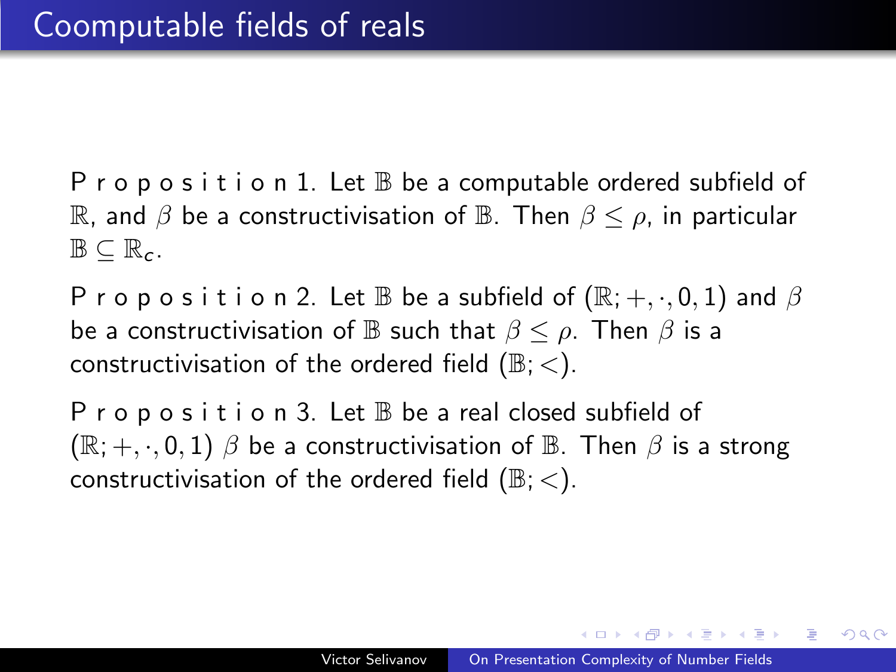# Coomputable fields of reals

P r o p o s i t i o n 1. Let $\mathbb{B}$ be a computable ordered subfield of $\mathbb{R}$, and $\beta$ be a constructivisation of $\mathbb{B}$. Then $\beta \leq \rho$, in particular $\mathbb{B} \subseteq \mathbb{R}_c$.

P r o p o s i t i o n 2. Let $\mathbb{B}$ be a subfield of $(\mathbb{R}; +, \cdot, 0, 1)$ and $\beta$ be a constructivisation of $\mathbb{B}$ such that $\beta \leq \rho$. Then $\beta$ is a constructivisation of the ordered field $(\mathbb{B}; <)$.

P r o p o s i t i o n 3. Let $\mathbb{B}$ be a real closed subfield of $(\mathbb{R}; +, \cdot, 0, 1)$ $\beta$ be a constructivisation of $\mathbb{B}$. Then $\beta$ is a strong constructivisation of the ordered field $(\mathbb{B}; <)$.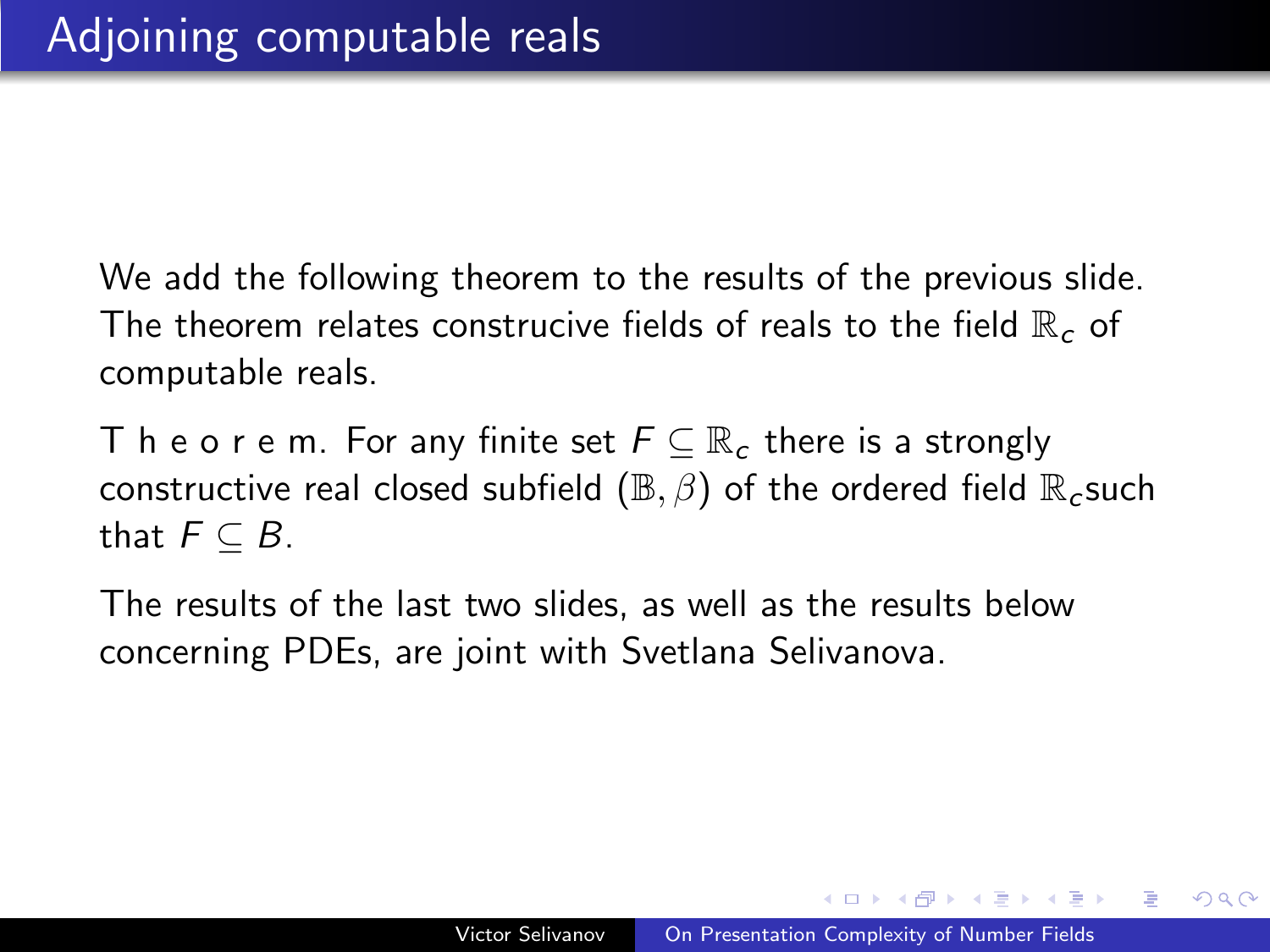# Adjoining computable reals

We add the following theorem to the results of the previous slide. The theorem relates construcive fields of reals to the field $\mathbb{R}_c$ of computable reals.

T h e o r e m. For any finite set $F \subseteq \mathbb{R}_c$ there is a strongly constructive real closed subfield $(\mathbb{B}, \beta)$ of the ordered field $\mathbb{R}_c$such that $F \subseteq B$.

The results of the last two slides, as well as the results below concerning PDEs, are joint with Svetlana Selivanova.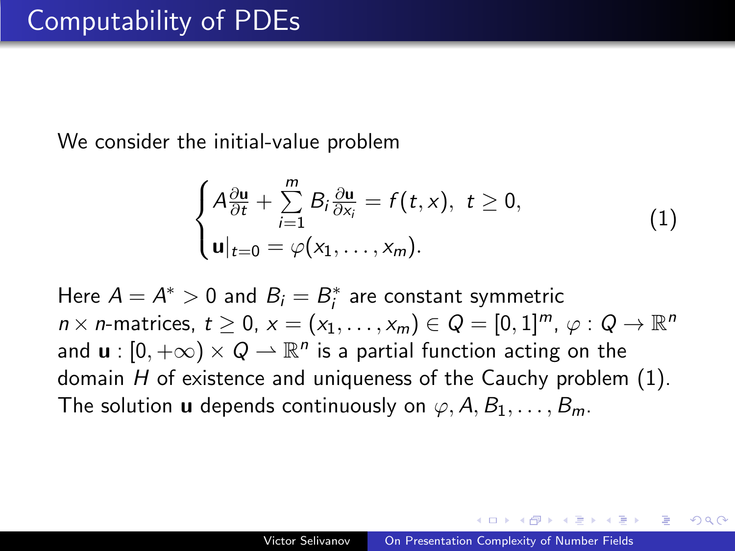# Computability of PDEs

We consider the initial-value problem

$$
\begin{cases} A\frac{\partial \mathbf{u}}{\partial t} + \sum\limits_{i=1}^{m} B_i \frac{\partial \mathbf{u}}{\partial x_i} = f(t,x), \ \ t \geq 0, \\ \mathbf{u}|_{t=0} = \varphi(x_1, \ldots, x_m). \end{cases} \tag{1}
$$

Here $A = A^* > 0$ and $B_i = B_i^*$ are constant symmetric $n \times n$-matrices, $t \geq 0$, $x = (x_1, \ldots, x_m) \in Q = [0,1]^m$, $\varphi : Q \to \mathbb{R}^n$ and $\mathbf{u} : [0, +\infty) \times Q \rightharpoonup \mathbb{R}^n$ is a partial function acting on the domain $H$ of existence and uniqueness of the Cauchy problem (1). The solution $\mathbf{u}$ depends continuously on $\varphi, A, B_1, \ldots, B_m$.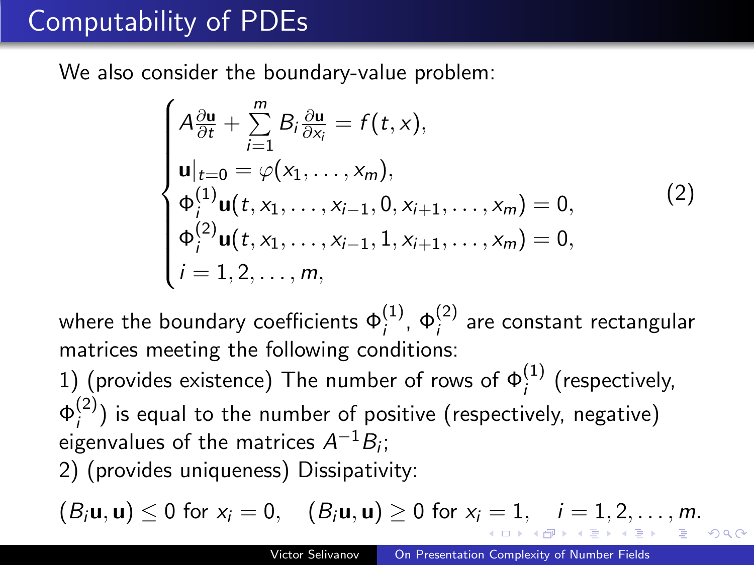# Computability of PDEs

We also consider the boundary-value problem:

$$
\begin{cases}
A\frac{\partial \mathbf{u}}{\partial t} + \sum\limits_{i=1}^{m} B_i \frac{\partial \mathbf{u}}{\partial x_i} = f(t,x), \\
\mathbf{u}|_{t=0} = \varphi(x_1, \ldots, x_m), \\
\Phi_i^{(1)} \mathbf{u}(t, x_1, \ldots, x_{i-1}, 0, x_{i+1}, \ldots, x_m) = 0, \\
\Phi_i^{(2)} \mathbf{u}(t, x_1, \ldots, x_{i-1}, 1, x_{i+1}, \ldots, x_m) = 0, \\
i = 1, 2, \ldots, m,
\end{cases}
\tag{2}
$$

where the boundary coefficients $\Phi_i^{(1)}$, $\Phi_i^{(2)}$ are constant rectangular matrices meeting the following conditions:

1) (provides existence) The number of rows of $\Phi_i^{(1)}$ (respectively, $\Phi_i^{(2)}$) is equal to the number of positive (respectively, negative) eigenvalues of the matrices $A^{-1}B_i$;

2) (provides uniqueness) Dissipativity:

$(B_i\mathbf{u}, \mathbf{u}) \leq 0$ for $x_i = 0$, $\quad (B_i\mathbf{u}, \mathbf{u}) \geq 0$ for $x_i = 1$, $\quad i = 1, 2, \ldots, m$.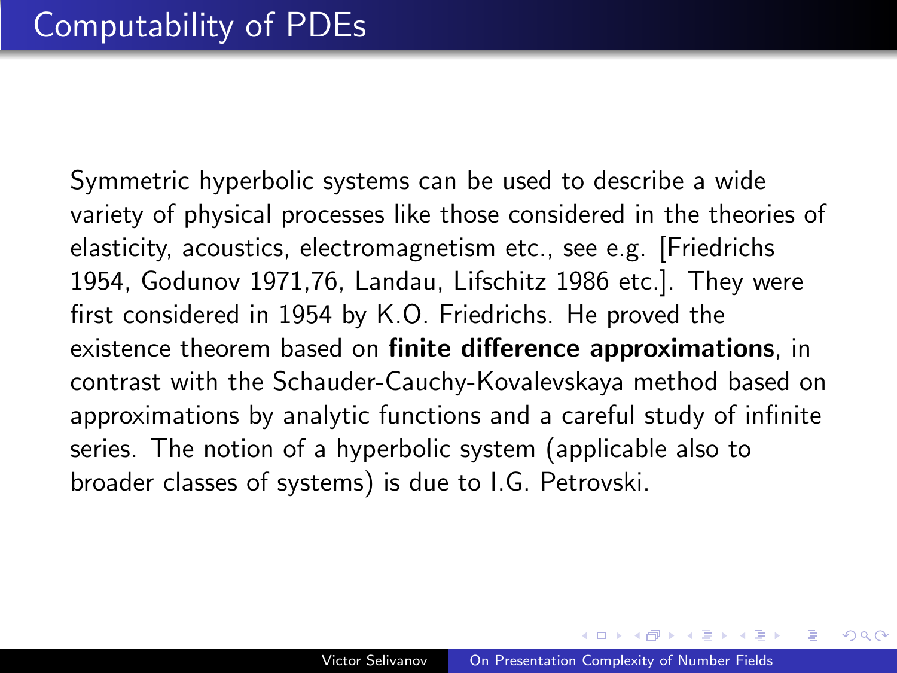# Computability of PDEs

Symmetric hyperbolic systems can be used to describe a wide variety of physical processes like those considered in the theories of elasticity, acoustics, electromagnetism etc., see e.g. [Friedrichs 1954, Godunov 1971,76, Landau, Lifschitz 1986 etc.]. They were first considered in 1954 by K.O. Friedrichs. He proved the existence theorem based on **finite difference approximations**, in contrast with the Schauder-Cauchy-Kovalevskaya method based on approximations by analytic functions and a careful study of infinite series. The notion of a hyperbolic system (applicable also to broader classes of systems) is due to I.G. Petrovski.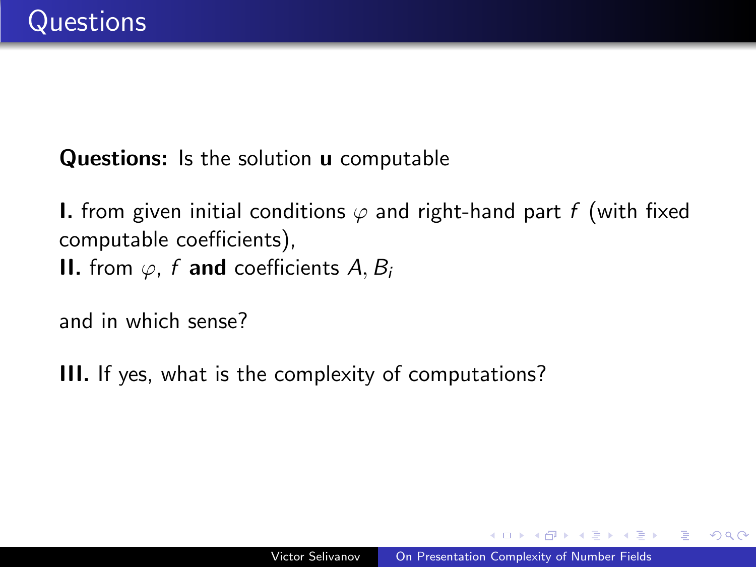# Questions

**Questions:** Is the solution **u** computable

**I.** from given initial conditions $\varphi$ and right-hand part $f$ (with fixed computable coefficients),
**II.** from $\varphi$, $f$ **and** coefficients $A, B_i$

and in which sense?

**III.** If yes, what is the complexity of computations?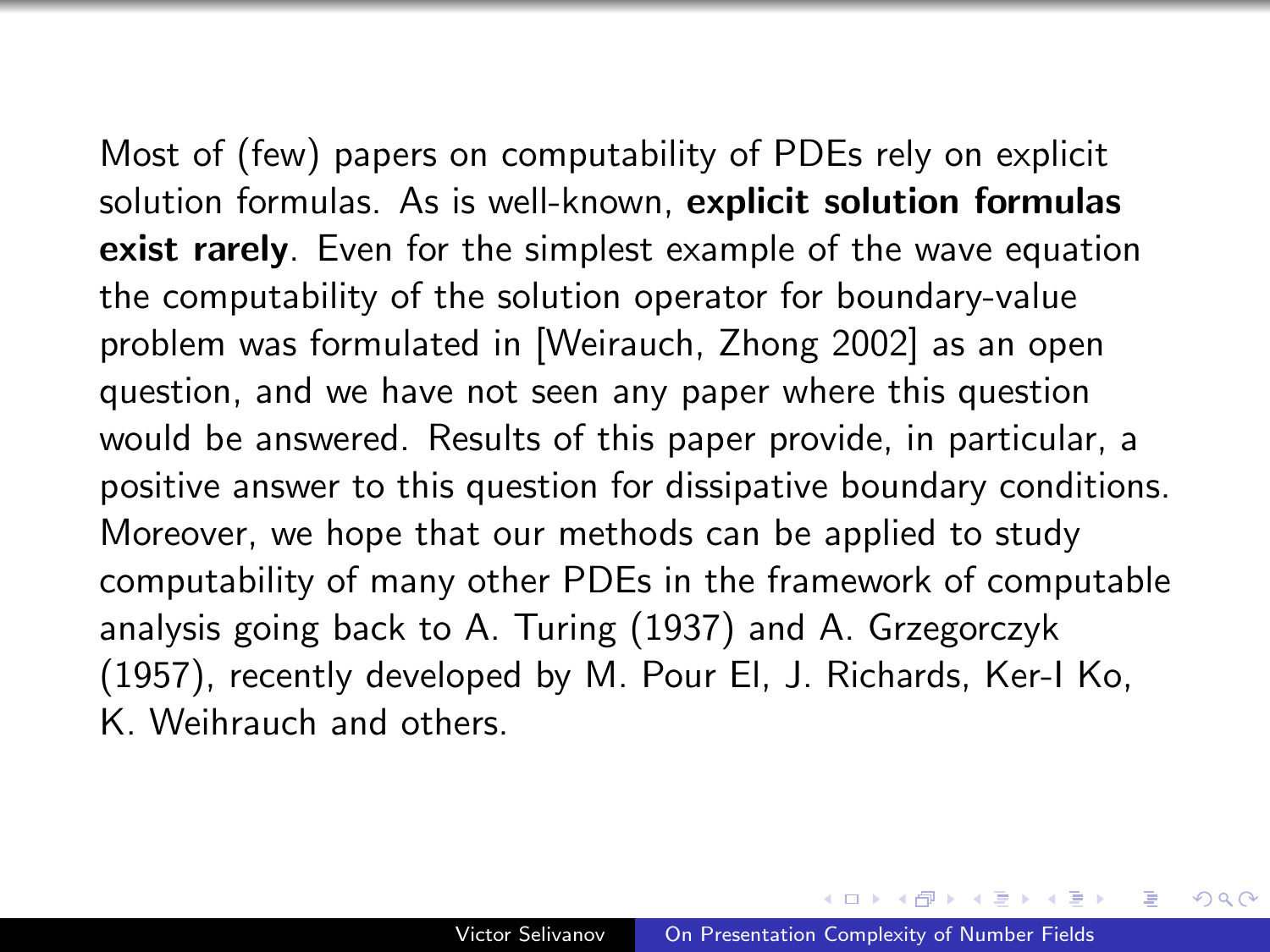Most of (few) papers on computability of PDEs rely on explicit solution formulas. As is well-known, **explicit solution formulas exist rarely**. Even for the simplest example of the wave equation the computability of the solution operator for boundary-value problem was formulated in [Weirauch, Zhong 2002] as an open question, and we have not seen any paper where this question would be answered. Results of this paper provide, in particular, a positive answer to this question for dissipative boundary conditions. Moreover, we hope that our methods can be applied to study computability of many other PDEs in the framework of computable analysis going back to A. Turing (1937) and A. Grzegorczyk (1957), recently developed by M. Pour El, J. Richards, Ker-I Ko, K. Weihrauch and others.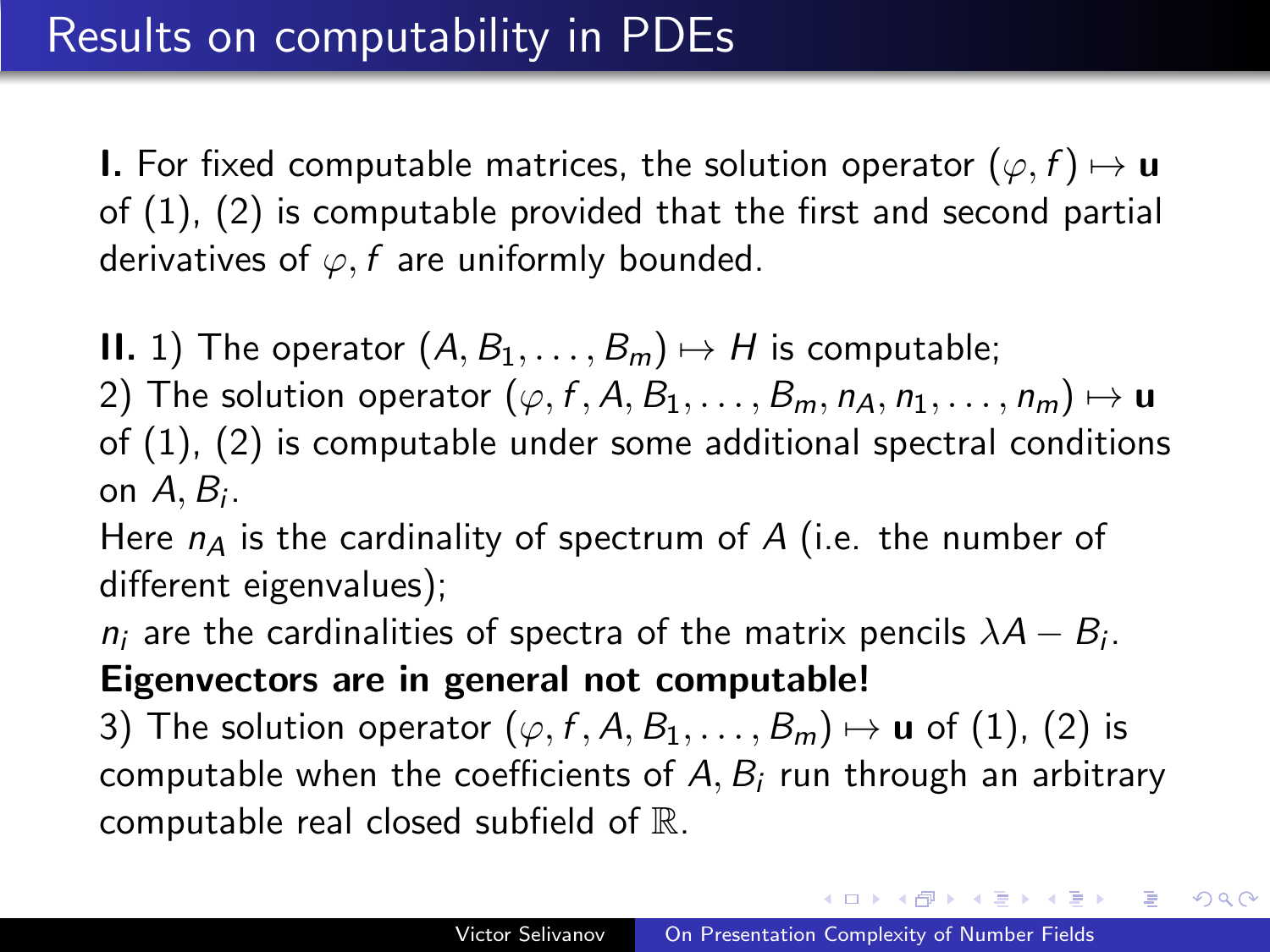# Results on computability in PDEs

**I.** For fixed computable matrices, the solution operator $(\varphi, f) \mapsto \mathbf{u}$ of (1), (2) is computable provided that the first and second partial derivatives of $\varphi, f$ are uniformly bounded.

**II.** 1) The operator $(A, B_1, \dots, B_m) \mapsto H$ is computable;
2) The solution operator $(\varphi, f, A, B_1, \dots, B_m, n_A, n_1, \dots, n_m) \mapsto \mathbf{u}$ of (1), (2) is computable under some additional spectral conditions on $A, B_i$.
Here $n_A$ is the cardinality of spectrum of $A$ (i.e. the number of different eigenvalues);
$n_i$ are the cardinalities of spectra of the matrix pencils $\lambda A - B_i$.
**Eigenvectors are in general not computable!**
3) The solution operator $(\varphi, f, A, B_1, \dots, B_m) \mapsto \mathbf{u}$ of (1), (2) is computable when the coefficients of $A, B_i$ run through an arbitrary computable real closed subfield of $\mathbb{R}$.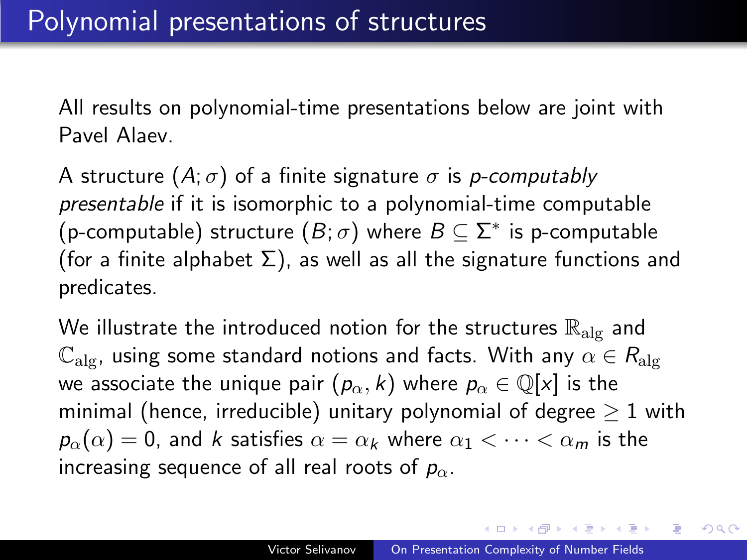# Polynomial presentations of structures

All results on polynomial-time presentations below are joint with Pavel Alaev.

A structure $(A; \sigma)$ of a finite signature $\sigma$ is *p-computably presentable* if it is isomorphic to a polynomial-time computable (p-computable) structure $(B; \sigma)$ where $B \subseteq \Sigma^*$ is p-computable (for a finite alphabet $\Sigma$), as well as all the signature functions and predicates.

We illustrate the introduced notion for the structures $\mathbb{R}_{\mathrm{alg}}$ and $\mathbb{C}_{\mathrm{alg}}$, using some standard notions and facts. With any $\alpha \in R_{\mathrm{alg}}$ we associate the unique pair $(p_\alpha, k)$ where $p_\alpha \in \mathbb{Q}[x]$ is the minimal (hence, irreducible) unitary polynomial of degree $\geq 1$ with $p_\alpha(\alpha) = 0$, and $k$ satisfies $\alpha = \alpha_k$ where $\alpha_1 < \cdots < \alpha_m$ is the increasing sequence of all real roots of $p_\alpha$.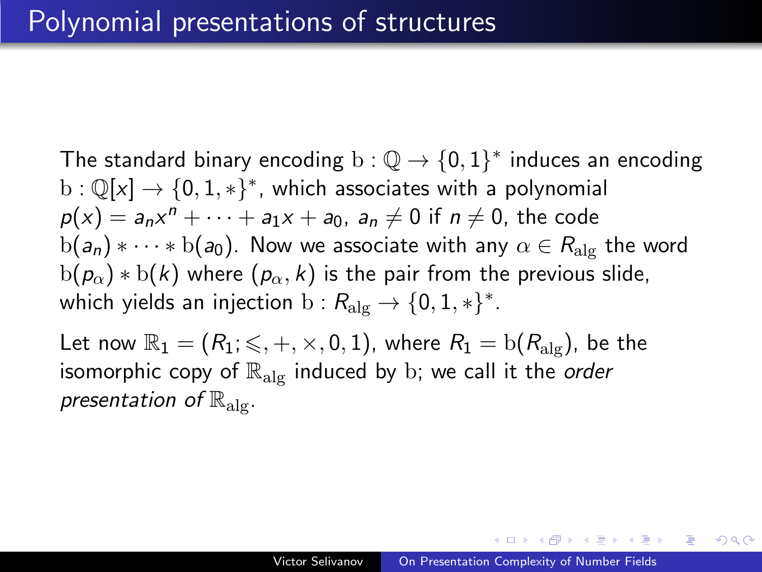# Polynomial presentations of structures

The standard binary encoding $\mathrm{b} : \mathbb{Q} \to \{0,1\}^*$ induces an encoding $\mathrm{b} : \mathbb{Q}[x] \to \{0,1,*\}^*$, which associates with a polynomial $p(x) = a_n x^n + \cdots + a_1 x + a_0$, $a_n \neq 0$ if $n \neq 0$, the code $\mathrm{b}(a_n) * \cdots * \mathrm{b}(a_0)$. Now we associate with any $\alpha \in R_{\mathrm{alg}}$ the word $\mathrm{b}(p_\alpha) * \mathrm{b}(k)$ where $(p_\alpha, k)$ is the pair from the previous slide, which yields an injection $\mathrm{b} : R_{\mathrm{alg}} \to \{0,1,*\}^*$.

Let now $\mathbb{R}_1 = (R_1; \leqslant, +, \times, 0, 1)$, where $R_1 = \mathrm{b}(R_{\mathrm{alg}})$, be the isomorphic copy of $\mathbb{R}_{\mathrm{alg}}$ induced by $\mathrm{b}$; we call it the *order presentation of* $\mathbb{R}_{\mathrm{alg}}$.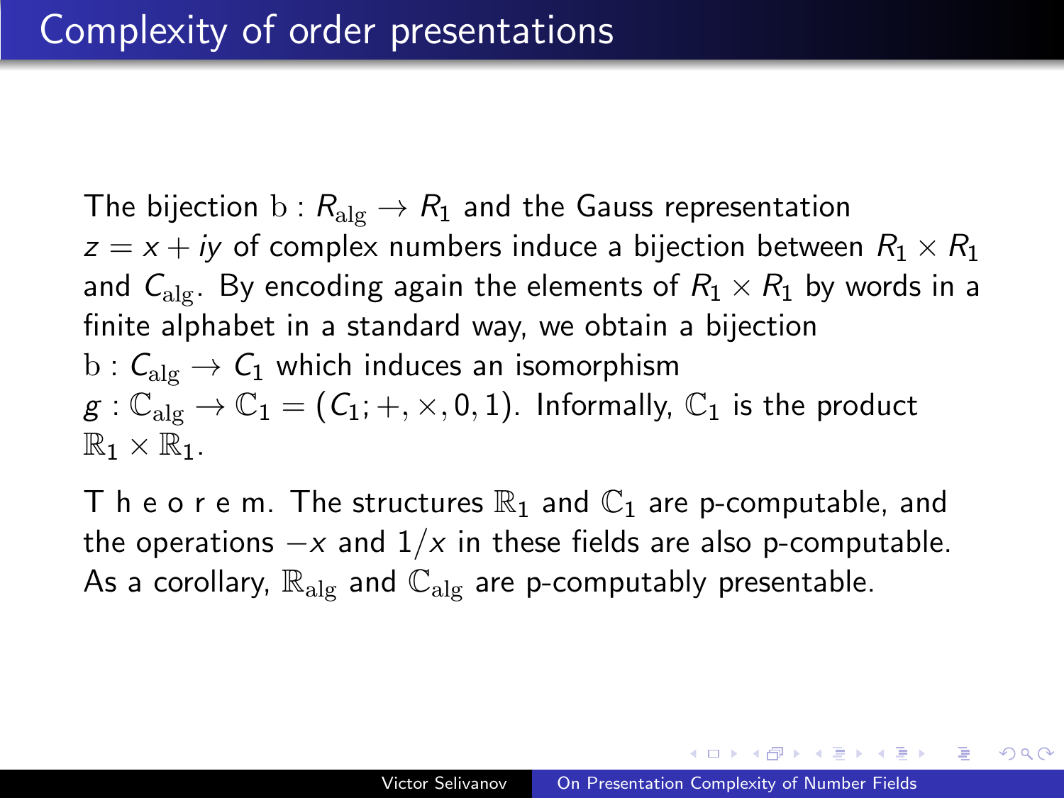# Complexity of order presentations

The bijection $\mathrm{b} : R_{\mathrm{alg}} \to R_1$ and the Gauss representation $z = x + iy$ of complex numbers induce a bijection between $R_1 \times R_1$ and $C_{\mathrm{alg}}$. By encoding again the elements of $R_1 \times R_1$ by words in a finite alphabet in a standard way, we obtain a bijection $\mathrm{b} : C_{\mathrm{alg}} \to C_1$ which induces an isomorphism $g : \mathbb{C}_{\mathrm{alg}} \to \mathbb{C}_1 = (C_1; +, \times, 0, 1)$. Informally, $\mathbb{C}_1$ is the product $\mathbb{R}_1 \times \mathbb{R}_1$.

T h e o r e m. The structures $\mathbb{R}_1$ and $\mathbb{C}_1$ are p-computable, and the operations $-x$ and $1/x$ in these fields are also p-computable. As a corollary, $\mathbb{R}_{\mathrm{alg}}$ and $\mathbb{C}_{\mathrm{alg}}$ are p-computably presentable.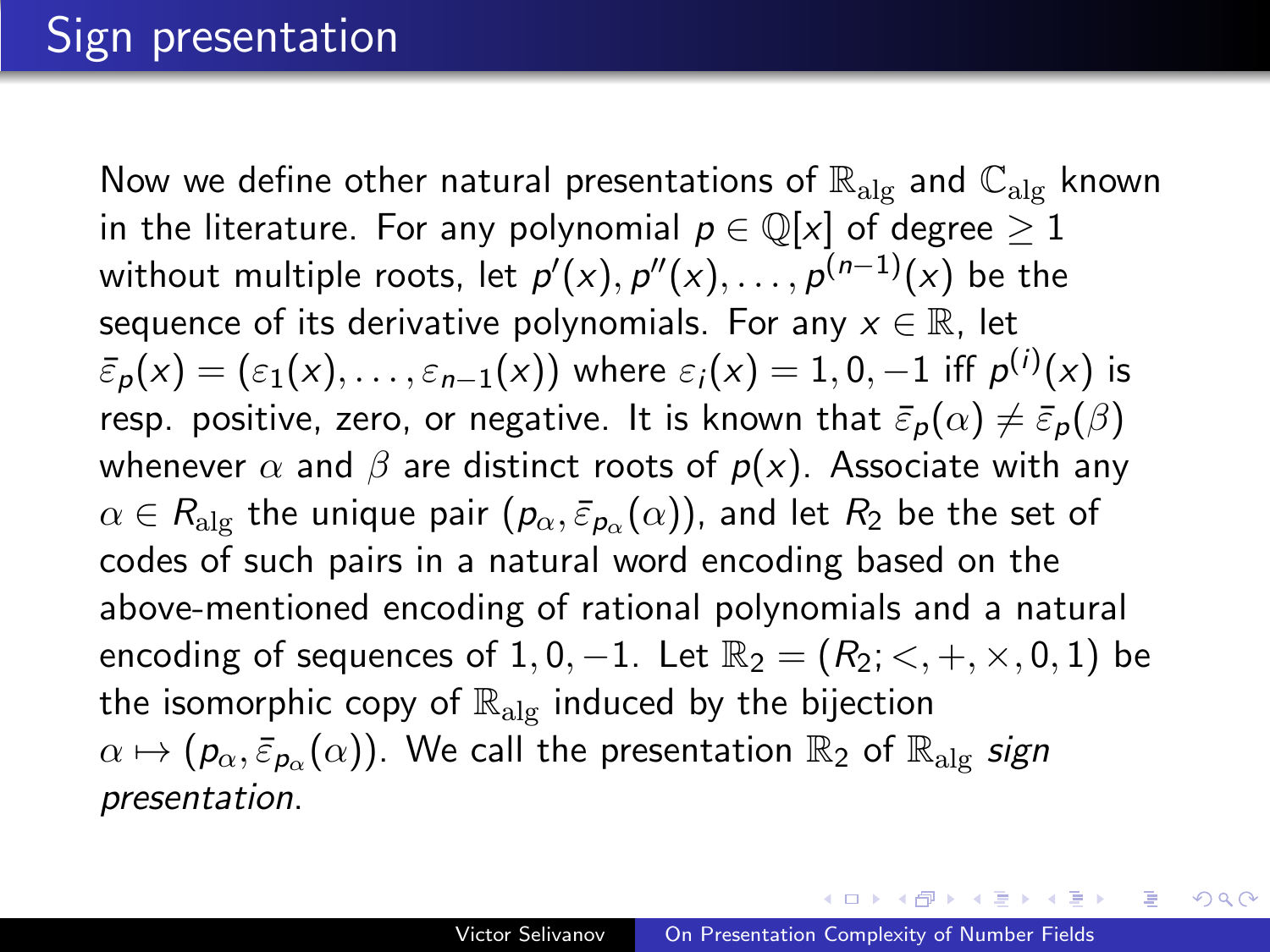# Sign presentation

Now we define other natural presentations of $\mathbb{R}_{\rm alg}$ and $\mathbb{C}_{\rm alg}$ known in the literature. For any polynomial $p \in \mathbb{Q}[x]$ of degree $\geq 1$ without multiple roots, let $p'(x), p''(x), \ldots, p^{(n-1)}(x)$ be the sequence of its derivative polynomials. For any $x \in \mathbb{R}$, let $\bar{\varepsilon}_p(x) = (\varepsilon_1(x), \ldots, \varepsilon_{n-1}(x))$ where $\varepsilon_i(x) = 1, 0, -1$ iff $p^{(i)}(x)$ is resp. positive, zero, or negative. It is known that $\bar{\varepsilon}_p(\alpha) \neq \bar{\varepsilon}_p(\beta)$ whenever $\alpha$ and $\beta$ are distinct roots of $p(x)$. Associate with any $\alpha \in R_{\rm alg}$ the unique pair $(p_\alpha, \bar{\varepsilon}_{p_\alpha}(\alpha))$, and let $R_2$ be the set of codes of such pairs in a natural word encoding based on the above-mentioned encoding of rational polynomials and a natural encoding of sequences of $1, 0, -1$. Let $\mathbb{R}_2 = (R_2; <, +, \times, 0, 1)$ be the isomorphic copy of $\mathbb{R}_{\rm alg}$ induced by the bijection $\alpha \mapsto (p_\alpha, \bar{\varepsilon}_{p_\alpha}(\alpha))$. We call the presentation $\mathbb{R}_2$ of $\mathbb{R}_{\rm alg}$ *sign presentation*.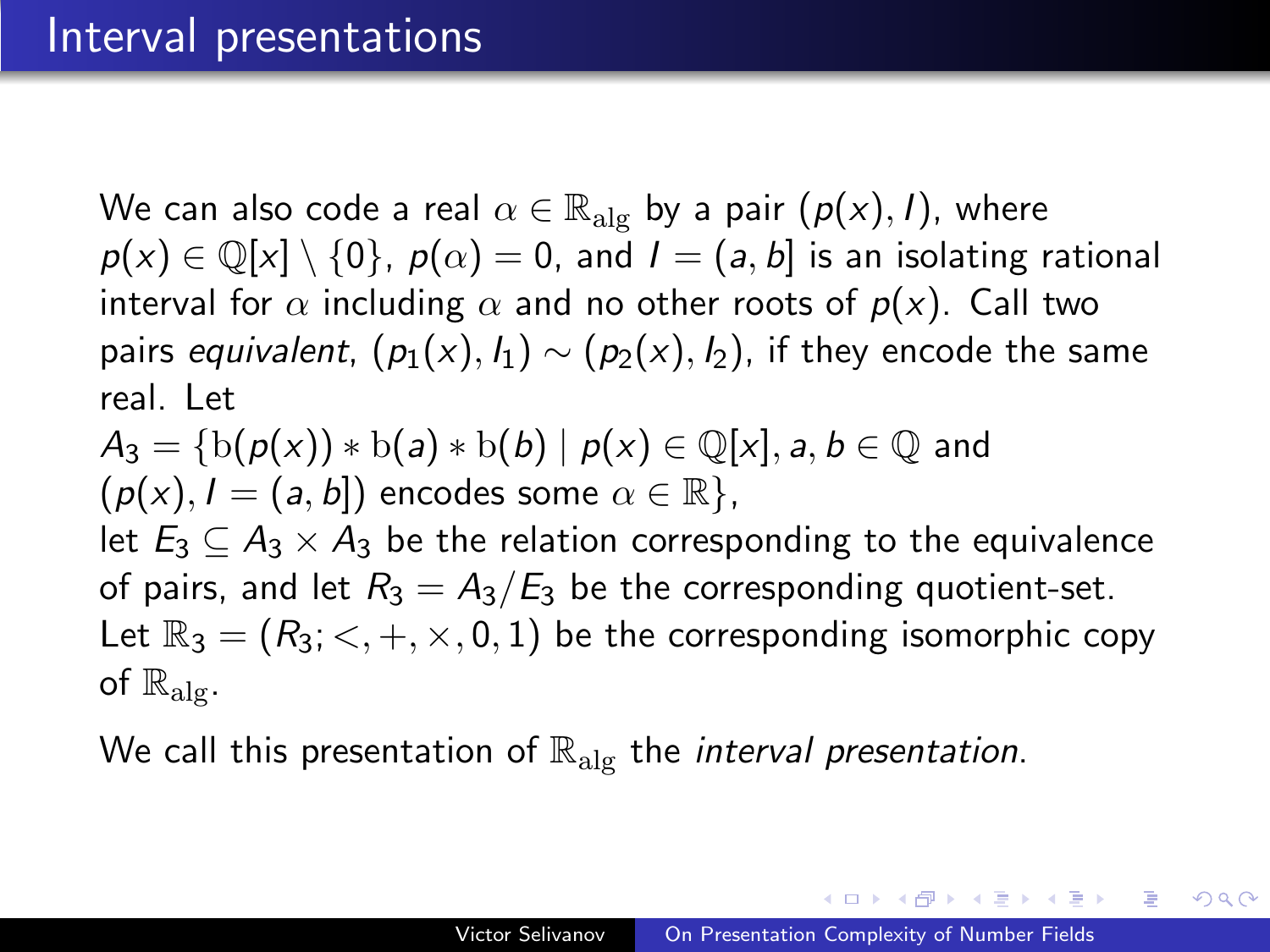# Interval presentations

We can also code a real $\alpha \in \mathbb{R}_{\mathrm{alg}}$ by a pair $(p(x), I)$, where $p(x) \in \mathbb{Q}[x] \setminus \{0\}$, $p(\alpha) = 0$, and $I = (a, b]$ is an isolating rational interval for $\alpha$ including $\alpha$ and no other roots of $p(x)$. Call two pairs *equivalent*, $(p_1(x), I_1) \sim (p_2(x), I_2)$, if they encode the same real. Let
$A_3 = \{\mathrm{b}(p(x)) * \mathrm{b}(a) * \mathrm{b}(b) \mid p(x) \in \mathbb{Q}[x], a, b \in \mathbb{Q}$ and $(p(x), I = (a, b])$ encodes some $\alpha \in \mathbb{R}\}$,
let $E_3 \subseteq A_3 \times A_3$ be the relation corresponding to the equivalence of pairs, and let $R_3 = A_3/E_3$ be the corresponding quotient-set. Let $\mathbb{R}_3 = (R_3; <, +, \times, 0, 1)$ be the corresponding isomorphic copy of $\mathbb{R}_{\mathrm{alg}}$.

We call this presentation of $\mathbb{R}_{\mathrm{alg}}$ the *interval presentation*.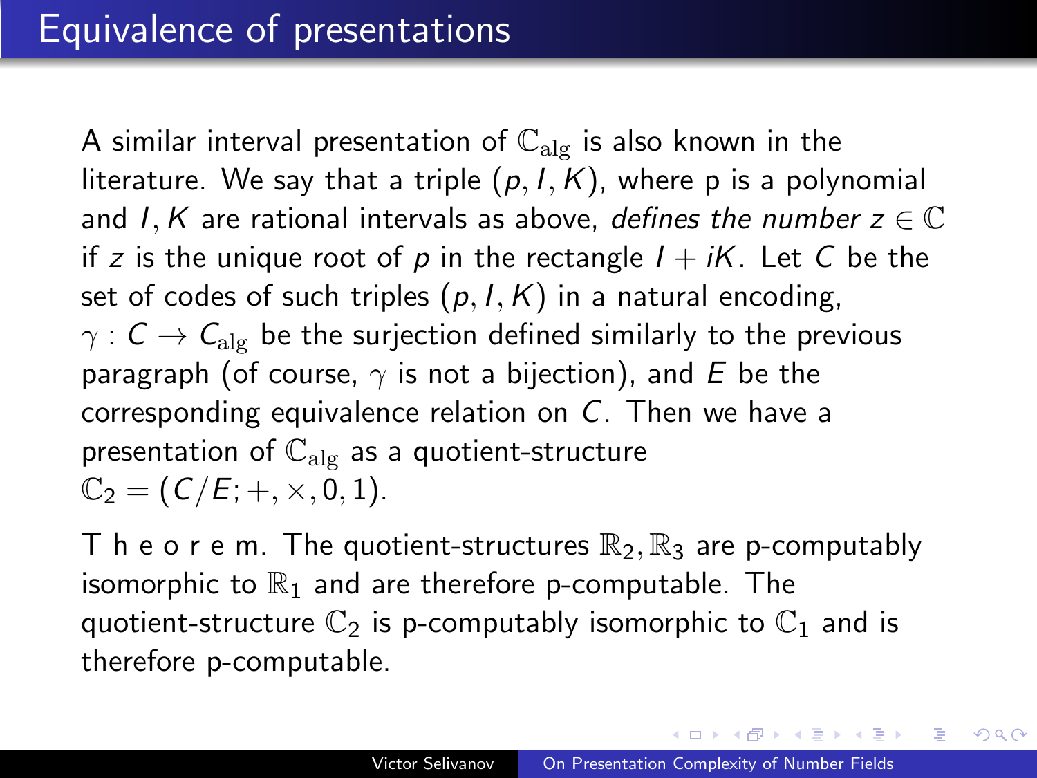# Equivalence of presentations

A similar interval presentation of $\mathbb{C}_{\rm alg}$ is also known in the literature. We say that a triple $(p, I, K)$, where p is a polynomial and $I, K$ are rational intervals as above, *defines the number* $z \in \mathbb{C}$ if $z$ is the unique root of $p$ in the rectangle $I + iK$. Let $C$ be the set of codes of such triples $(p, I, K)$ in a natural encoding, $\gamma : C \to C_{\rm alg}$ be the surjection defined similarly to the previous paragraph (of course, $\gamma$ is not a bijection), and $E$ be the corresponding equivalence relation on $C$. Then we have a presentation of $\mathbb{C}_{\rm alg}$ as a quotient-structure $\mathbb{C}_2 = (C/E; +, \times, 0, 1)$.

T h e o r e m. The quotient-structures $\mathbb{R}_2, \mathbb{R}_3$ are p-computably isomorphic to $\mathbb{R}_1$ and are therefore p-computable. The quotient-structure $\mathbb{C}_2$ is p-computably isomorphic to $\mathbb{C}_1$ and is therefore p-computable.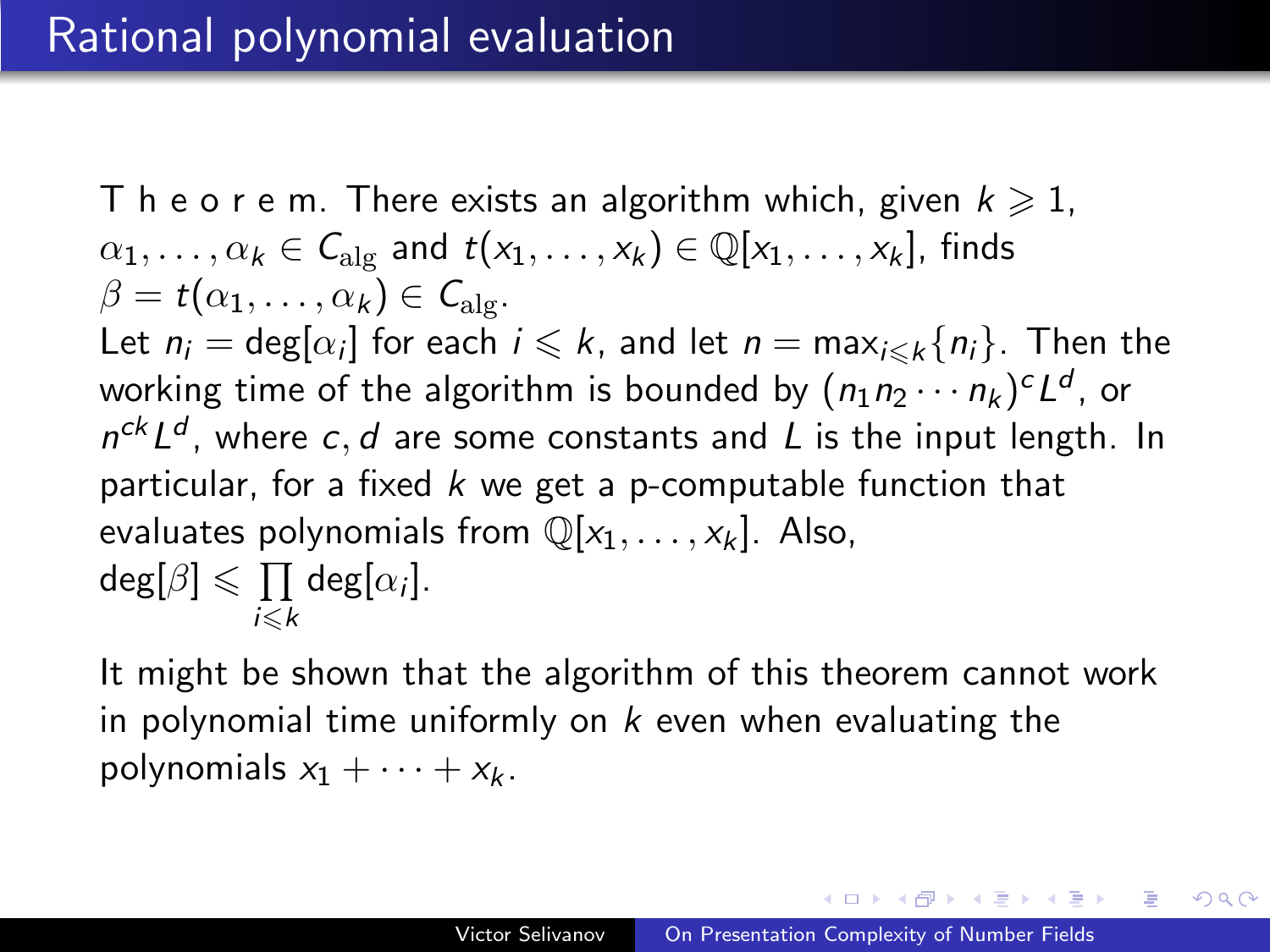# Rational polynomial evaluation

T h e o r e m. There exists an algorithm which, given $k \geqslant 1$, $\alpha_1, \ldots, \alpha_k \in C_{\mathrm{alg}}$ and $t(x_1, \ldots, x_k) \in \mathbb{Q}[x_1, \ldots, x_k]$, finds $\beta = t(\alpha_1, \ldots, \alpha_k) \in C_{\mathrm{alg}}$.
Let $n_i = \deg[\alpha_i]$ for each $i \leqslant k$, and let $n = \max_{i \leqslant k}\{n_i\}$. Then the working time of the algorithm is bounded by $(n_1 n_2 \cdots n_k)^c L^d$, or $n^{ck} L^d$, where $c, d$ are some constants and $L$ is the input length. In particular, for a fixed $k$ we get a p-computable function that evaluates polynomials from $\mathbb{Q}[x_1, \ldots, x_k]$. Also, $\deg[\beta] \leqslant \prod_{i \leqslant k} \deg[\alpha_i]$.

It might be shown that the algorithm of this theorem cannot work in polynomial time uniformly on $k$ even when evaluating the polynomials $x_1 + \cdots + x_k$.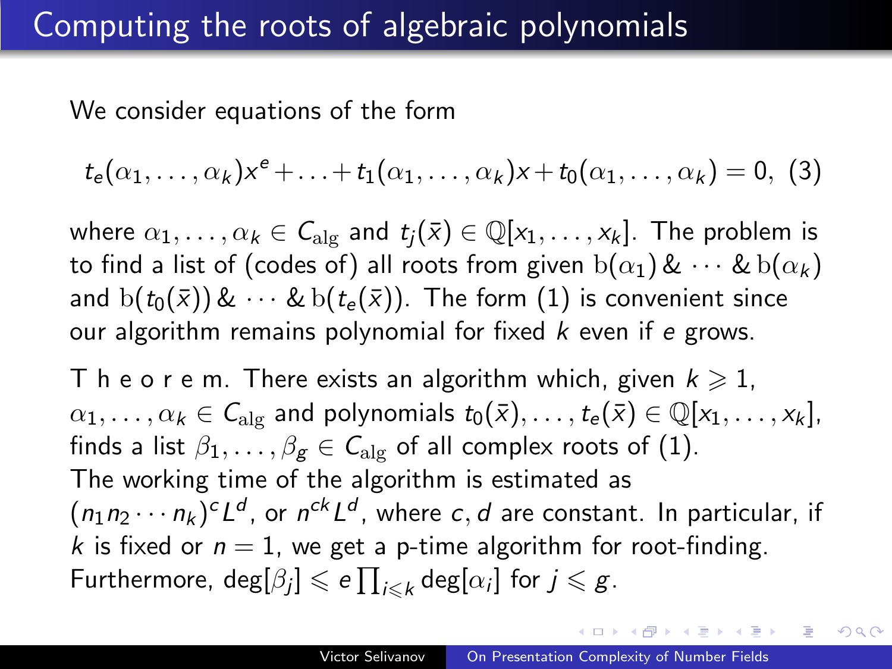## Computing the roots of algebraic polynomials

We consider equations of the form

$$t_e(\alpha_1, \ldots, \alpha_k)x^e + \ldots + t_1(\alpha_1, \ldots, \alpha_k)x + t_0(\alpha_1, \ldots, \alpha_k) = 0, \quad (3)$$

where $\alpha_1, \ldots, \alpha_k \in C_{\mathrm{alg}}$ and $t_j(\bar{x}) \in \mathbb{Q}[x_1, \ldots, x_k]$. The problem is to find a list of (codes of) all roots from given $\mathrm{b}(\alpha_1) \,\&\, \cdots \,\&\, \mathrm{b}(\alpha_k)$ and $\mathrm{b}(t_0(\bar{x})) \,\&\, \cdots \,\&\, \mathrm{b}(t_e(\bar{x}))$. The form (1) is convenient since our algorithm remains polynomial for fixed $k$ even if $e$ grows.

T h e o r e m. There exists an algorithm which, given $k \geqslant 1$, $\alpha_1, \ldots, \alpha_k \in C_{\mathrm{alg}}$ and polynomials $t_0(\bar{x}), \ldots, t_e(\bar{x}) \in \mathbb{Q}[x_1, \ldots, x_k]$, finds a list $\beta_1, \ldots, \beta_g \in C_{\mathrm{alg}}$ of all complex roots of (1).
The working time of the algorithm is estimated as $(n_1 n_2 \cdots n_k)^c L^d$, or $n^{ck} L^d$, where $c, d$ are constant. In particular, if $k$ is fixed or $n = 1$, we get a p-time algorithm for root-finding.
Furthermore, $\deg[\beta_j] \leqslant e \prod_{i \leqslant k} \deg[\alpha_i]$ for $j \leqslant g$.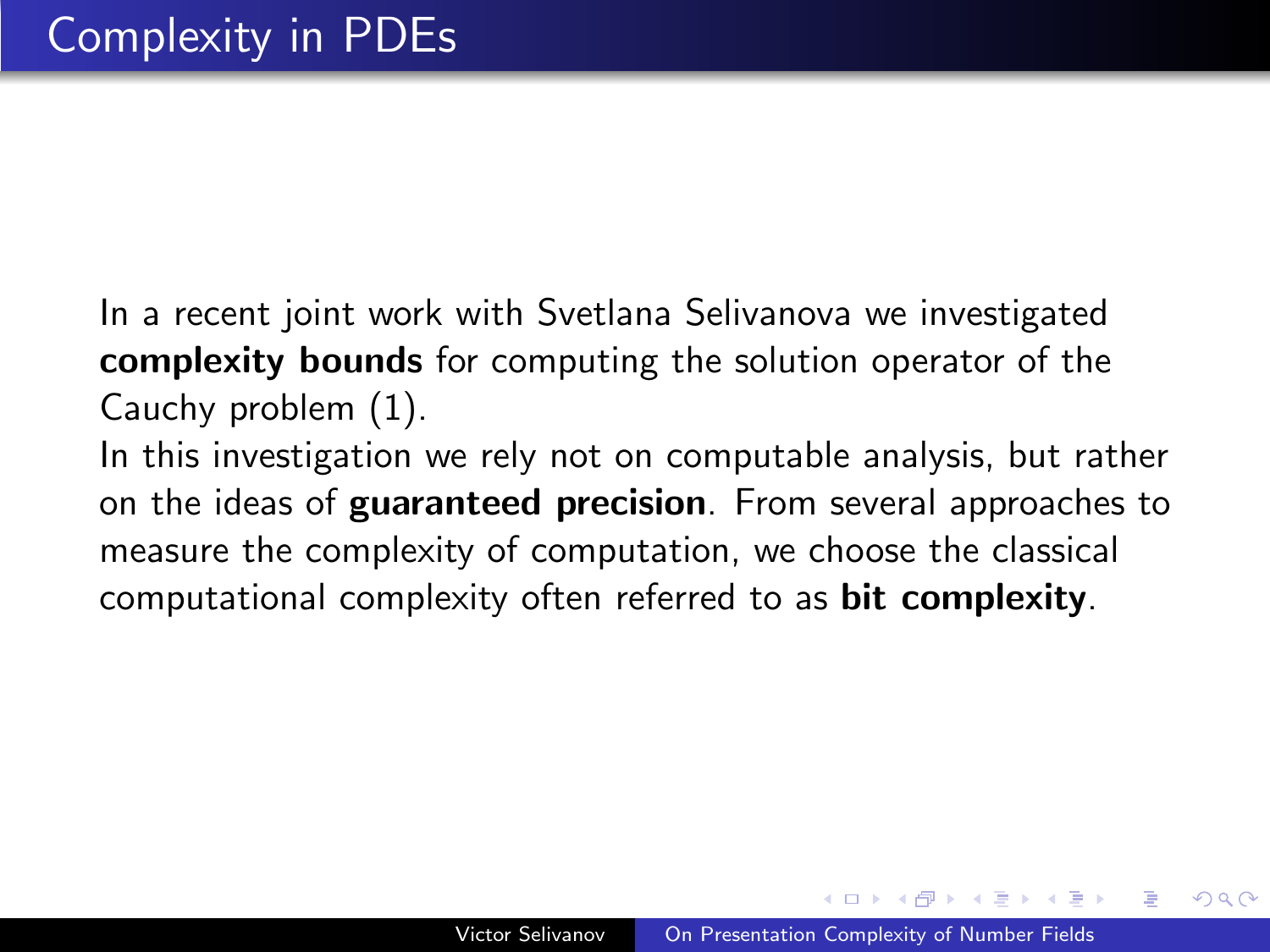# Complexity in PDEs

In a recent joint work with Svetlana Selivanova we investigated **complexity bounds** for computing the solution operator of the Cauchy problem (1).
In this investigation we rely not on computable analysis, but rather on the ideas of **guaranteed precision**. From several approaches to measure the complexity of computation, we choose the classical computational complexity often referred to as **bit complexity**.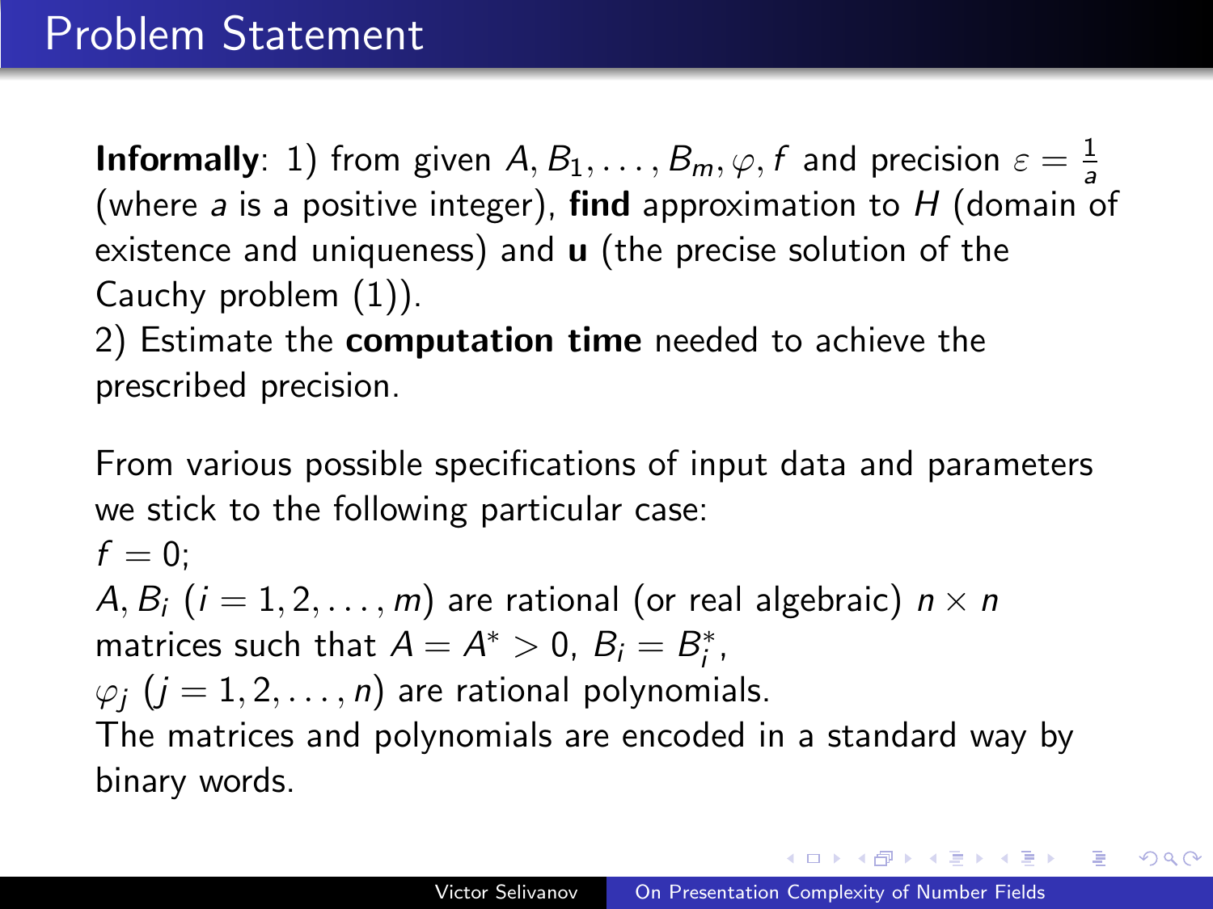# Problem Statement

**Informally**: 1) from given $A, B_1, \ldots, B_m, \varphi, f$ and precision $\varepsilon = \frac{1}{a}$ (where $a$ is a positive integer), **find** approximation to $H$ (domain of existence and uniqueness) and $\mathbf{u}$ (the precise solution of the Cauchy problem (1)).
2) Estimate the **computation time** needed to achieve the prescribed precision.

From various possible specifications of input data and parameters we stick to the following particular case:
$f = 0$;
$A, B_i$ ($i = 1, 2, \ldots, m$) are rational (or real algebraic) $n \times n$ matrices such that $A = A^* > 0$, $B_i = B_i^*$,
$\varphi_j$ ($j = 1, 2, \ldots, n$) are rational polynomials.
The matrices and polynomials are encoded in a standard way by binary words.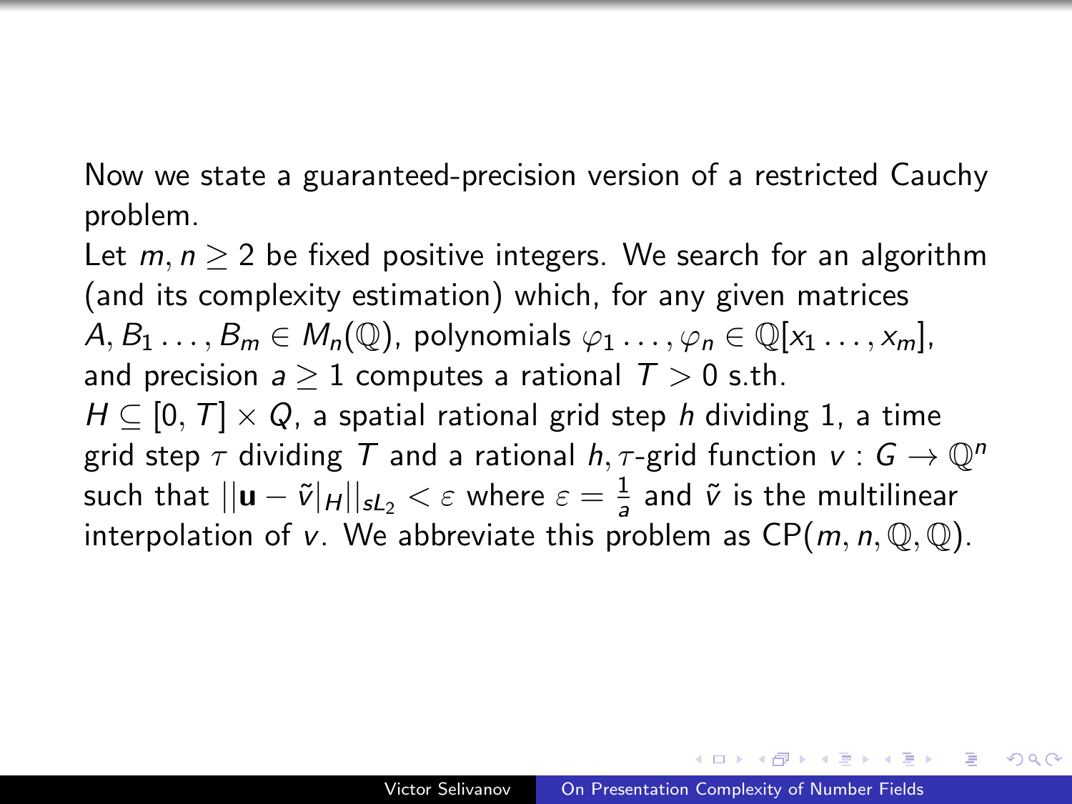Now we state a guaranteed-precision version of a restricted Cauchy problem.

Let $m, n \geq 2$ be fixed positive integers. We search for an algorithm (and its complexity estimation) which, for any given matrices $A, B_1 \ldots, B_m \in M_n(\mathbb{Q})$, polynomials $\varphi_1 \ldots, \varphi_n \in \mathbb{Q}[x_1 \ldots, x_m]$, and precision $a \geq 1$ computes a rational $T > 0$ s.th. $H \subseteq [0, T] \times Q$, a spatial rational grid step $h$ dividing 1, a time grid step $\tau$ dividing $T$ and a rational $h, \tau$-grid function $v : G \to \mathbb{Q}^n$ such that $||\mathbf{u} - \tilde{v}|_H||_{sL_2} < \varepsilon$ where $\varepsilon = \frac{1}{a}$ and $\tilde{v}$ is the multilinear interpolation of $v$. We abbreviate this problem as $\text{CP}(m, n, \mathbb{Q}, \mathbb{Q})$.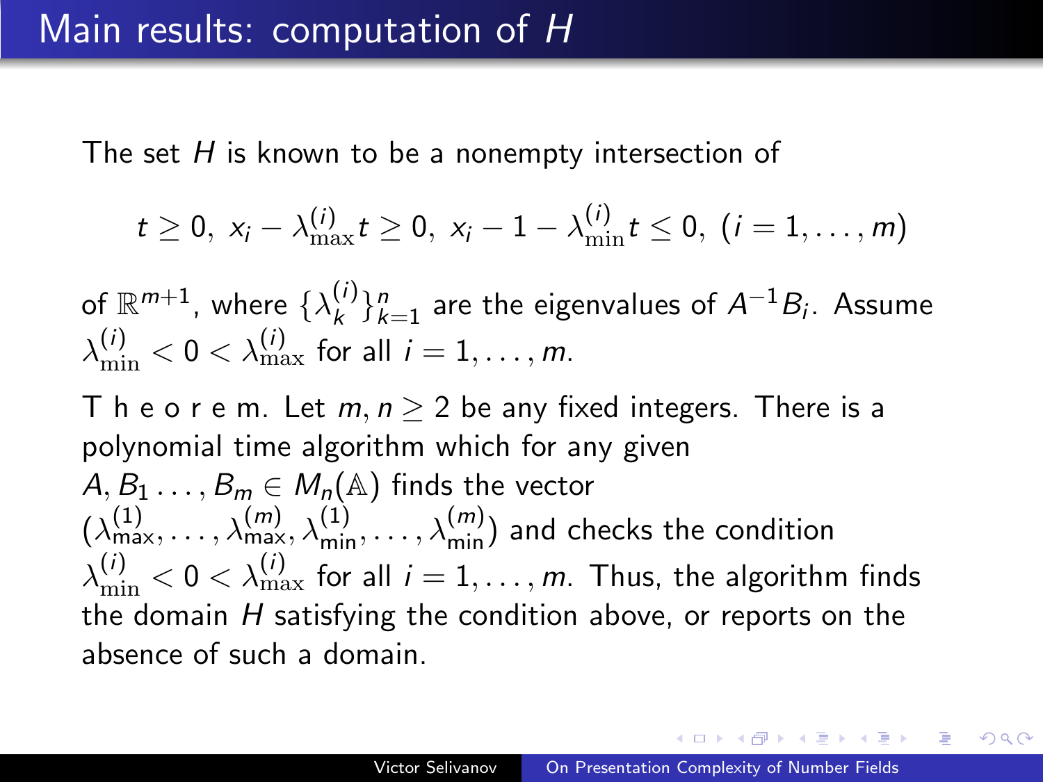## Main results: computation of $H$

The set $H$ is known to be a nonempty intersection of

$$t \geq 0,\ x_i - \lambda^{(i)}_{\max} t \geq 0,\ x_i - 1 - \lambda^{(i)}_{\min} t \leq 0,\ (i = 1, \ldots, m)$$

of $\mathbb{R}^{m+1}$, where $\{\lambda^{(i)}_k\}_{k=1}^n$ are the eigenvalues of $A^{-1}B_i$. Assume $\lambda^{(i)}_{\min} < 0 < \lambda^{(i)}_{\max}$ for all $i = 1, \ldots, m$.

T h e o r e m. Let $m, n \geq 2$ be any fixed integers. There is a polynomial time algorithm which for any given $A, B_1 \ldots, B_m \in M_n(\mathbb{A})$ finds the vector $(\lambda^{(1)}_{\max}, \ldots, \lambda^{(m)}_{\max}, \lambda^{(1)}_{\min}, \ldots, \lambda^{(m)}_{\min})$ and checks the condition $\lambda^{(i)}_{\min} < 0 < \lambda^{(i)}_{\max}$ for all $i = 1, \ldots, m$. Thus, the algorithm finds the domain $H$ satisfying the condition above, or reports on the absence of such a domain.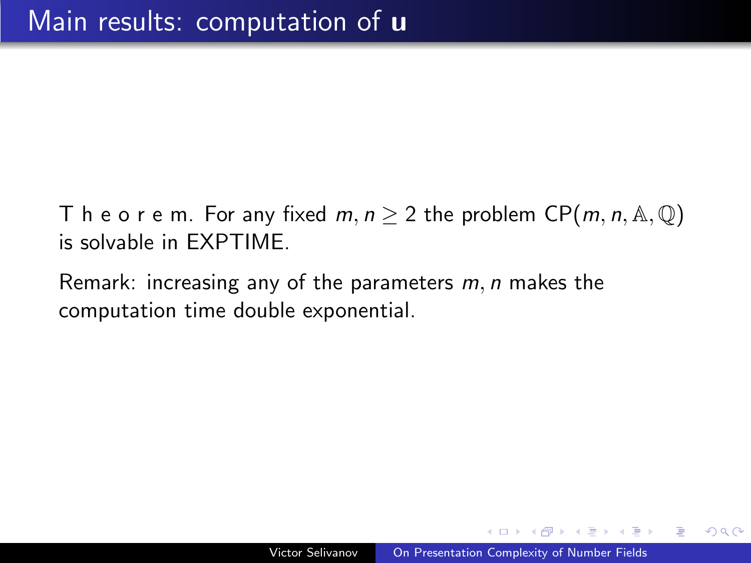# Main results: computation of $\mathbf{u}$

T h e o r e m. For any fixed $m, n \geq 2$ the problem $\mathrm{CP}(m, n, \mathbb{A}, \mathbb{Q})$ is solvable in EXPTIME.

Remark: increasing any of the parameters $m, n$ makes the computation time double exponential.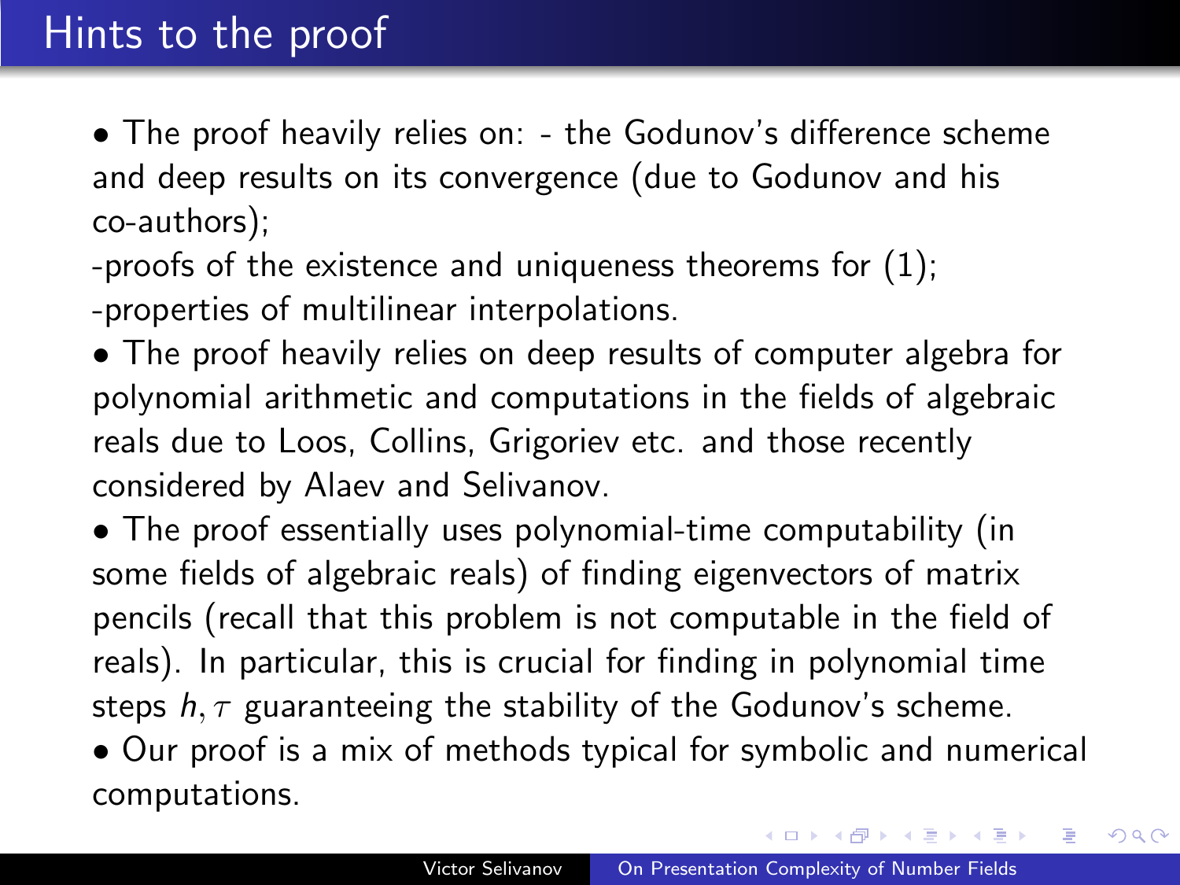# Hints to the proof

- The proof heavily relies on: - the Godunov's difference scheme and deep results on its convergence (due to Godunov and his co-authors);
  -proofs of the existence and uniqueness theorems for (1);
  -properties of multilinear interpolations.
- The proof heavily relies on deep results of computer algebra for polynomial arithmetic and computations in the fields of algebraic reals due to Loos, Collins, Grigoriev etc. and those recently considered by Alaev and Selivanov.
- The proof essentially uses polynomial-time computability (in some fields of algebraic reals) of finding eigenvectors of matrix pencils (recall that this problem is not computable in the field of reals). In particular, this is crucial for finding in polynomial time steps $h, \tau$ guaranteeing the stability of the Godunov's scheme.
- Our proof is a mix of methods typical for symbolic and numerical computations.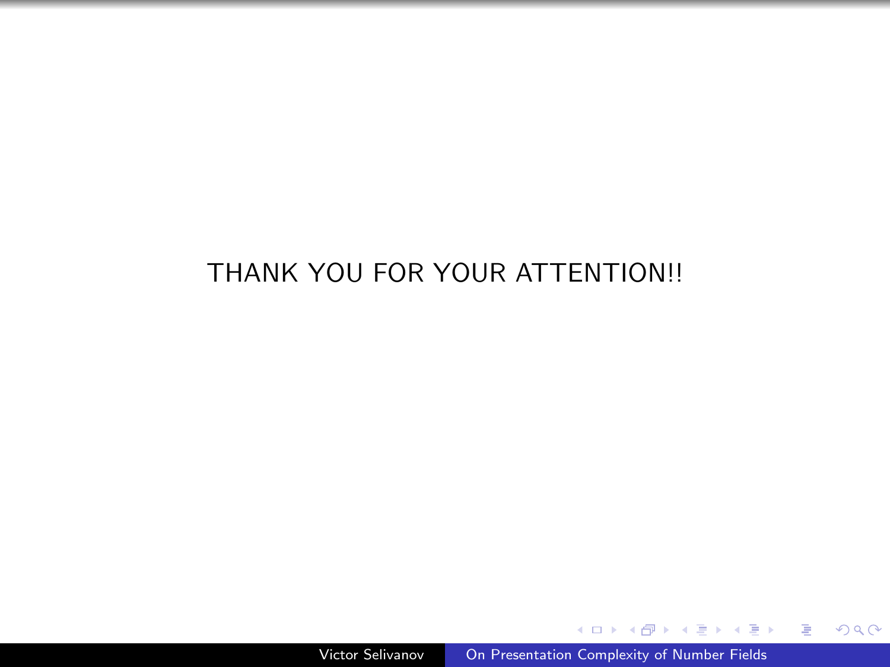THANK YOU FOR YOUR ATTENTION!!